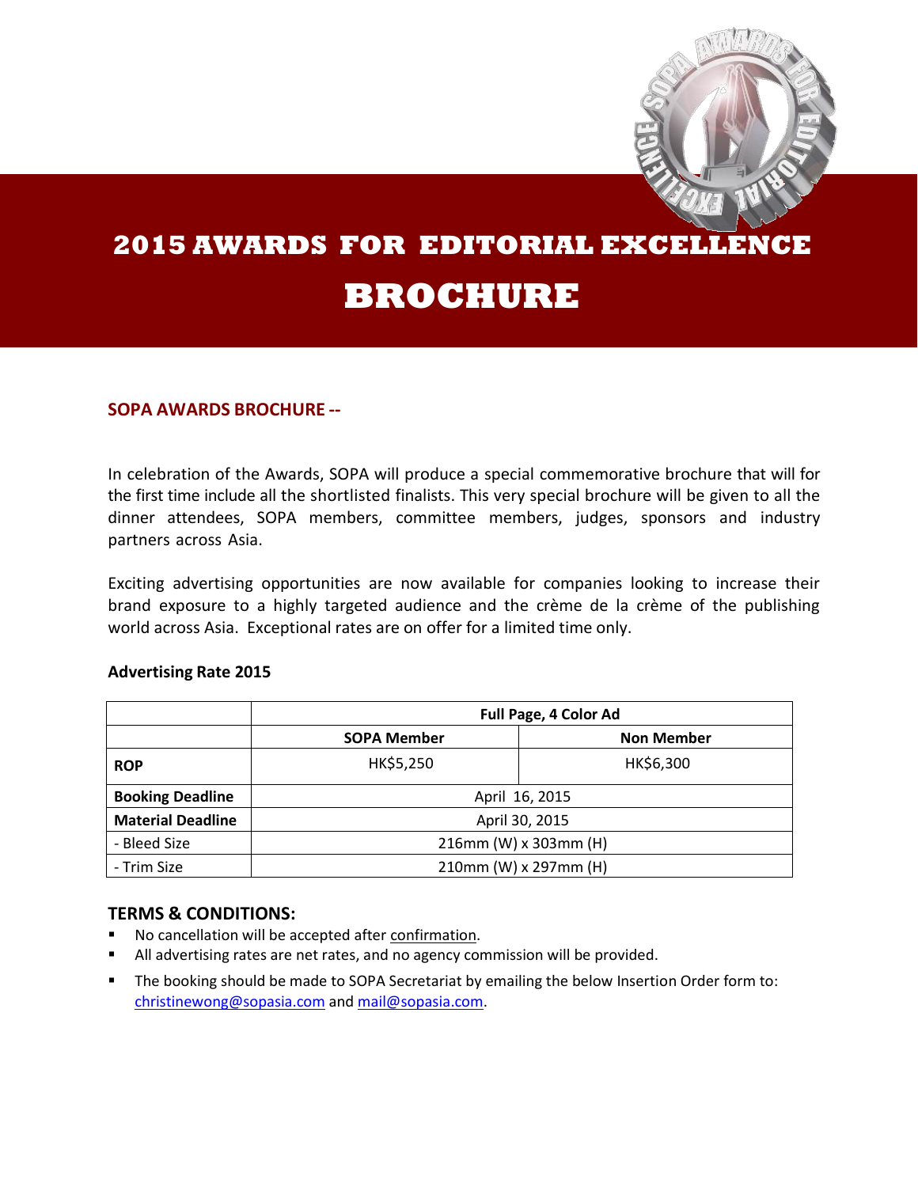# 2015 AWARDS FOR EDITORIAL EXCELLENCE

# BROCHURE

### SOPA AWARDS BROCHURE --

In celebration of the Awards, SOPA will produce a special commemorative brochure that will for the first time include all the shortlisted finalists. This very special brochure will be given to all the dinner attendees, SOPA members, committee members, judges, sponsors and industry partners across Asia.

Exciting advertising opportunities are now available for companies looking to increase their brand exposure to a highly targeted audience and the crème de la crème of the publishing world across Asia. Exceptional rates are on offer for a limited time only.

**Advertising Rate 2015**

| | **Full Page, 4 Color Ad** | |
|---|---|---|
| | **SOPA Member** | **Non Member** |
| **ROP** | HK$5,250 | HK$6,300 |
| **Booking Deadline** | April 16, 2015 | |
| **Material Deadline** | April 30, 2015 | |
| - Bleed Size | 216mm (W) x 303mm (H) | |
| - Trim Size | 210mm (W) x 297mm (H) | |

## TERMS & CONDITIONS:

- No cancellation will be accepted after confirmation.
- All advertising rates are net rates, and no agency commission will be provided.
- The booking should be made to SOPA Secretariat by emailing the below Insertion Order form to: christinewong@sopasia.com and mail@sopasia.com.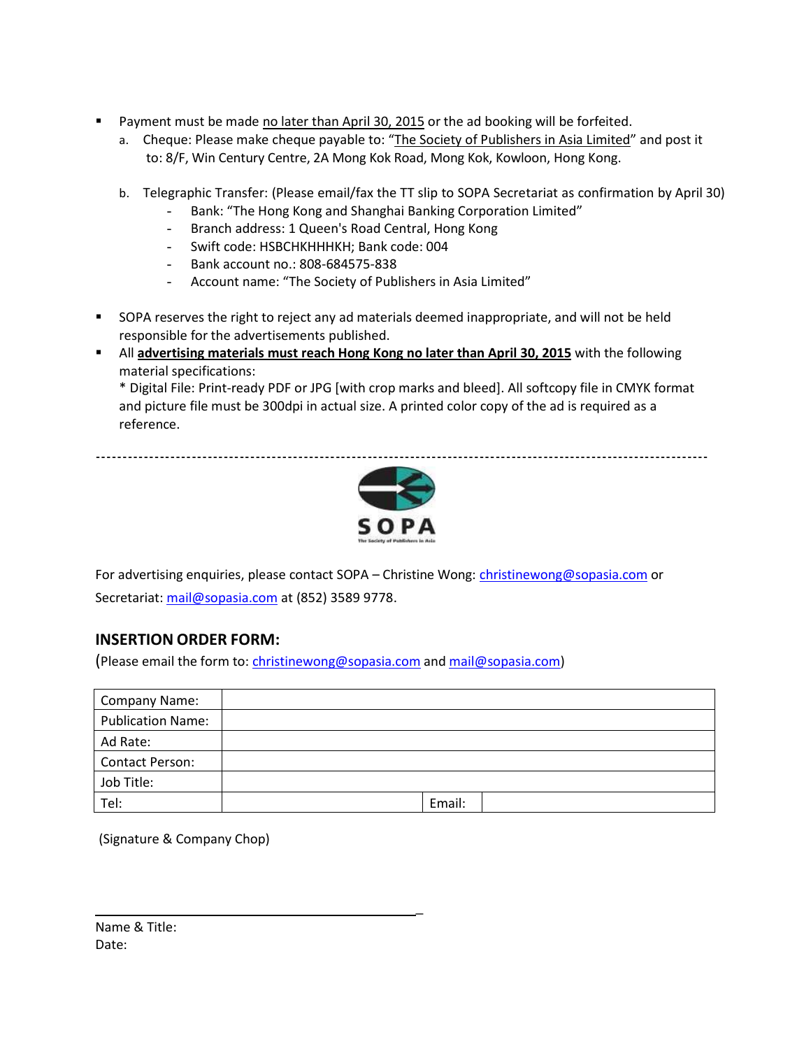- Payment must be made no later than April 30, 2015 or the ad booking will be forfeited.
  a. Cheque: Please make cheque payable to: "The Society of Publishers in Asia Limited" and post it to: 8/F, Win Century Centre, 2A Mong Kok Road, Mong Kok, Kowloon, Hong Kong.

  b. Telegraphic Transfer: (Please email/fax the TT slip to SOPA Secretariat as confirmation by April 30)
     - Bank: "The Hong Kong and Shanghai Banking Corporation Limited"
     - Branch address: 1 Queen's Road Central, Hong Kong
     - Swift code: HSBCHKHHHKH; Bank code: 004
     - Bank account no.: 808-684575-838
     - Account name: "The Society of Publishers in Asia Limited"

- SOPA reserves the right to reject any ad materials deemed inappropriate, and will not be held responsible for the advertisements published.
- All **advertising materials must reach Hong Kong no later than April 30, 2015** with the following material specifications:
  * Digital File: Print-ready PDF or JPG [with crop marks and bleed]. All softcopy file in CMYK format and picture file must be 300dpi in actual size. A printed color copy of the ad is required as a reference.

---

SOPA
The Society of Publishers in Asia

For advertising enquiries, please contact SOPA – Christine Wong: christinewong@sopasia.com or Secretariat: mail@sopasia.com at (852) 3589 9778.

## INSERTION ORDER FORM:

(Please email the form to: christinewong@sopasia.com and mail@sopasia.com)

| | | | |
|---|---|---|---|
| Company Name: | | | |
| Publication Name: | | | |
| Ad Rate: | | | |
| Contact Person: | | | |
| Job Title: | | | |
| Tel: | | Email: | |

(Signature & Company Chop)

______________________________

Name & Title:
Date: